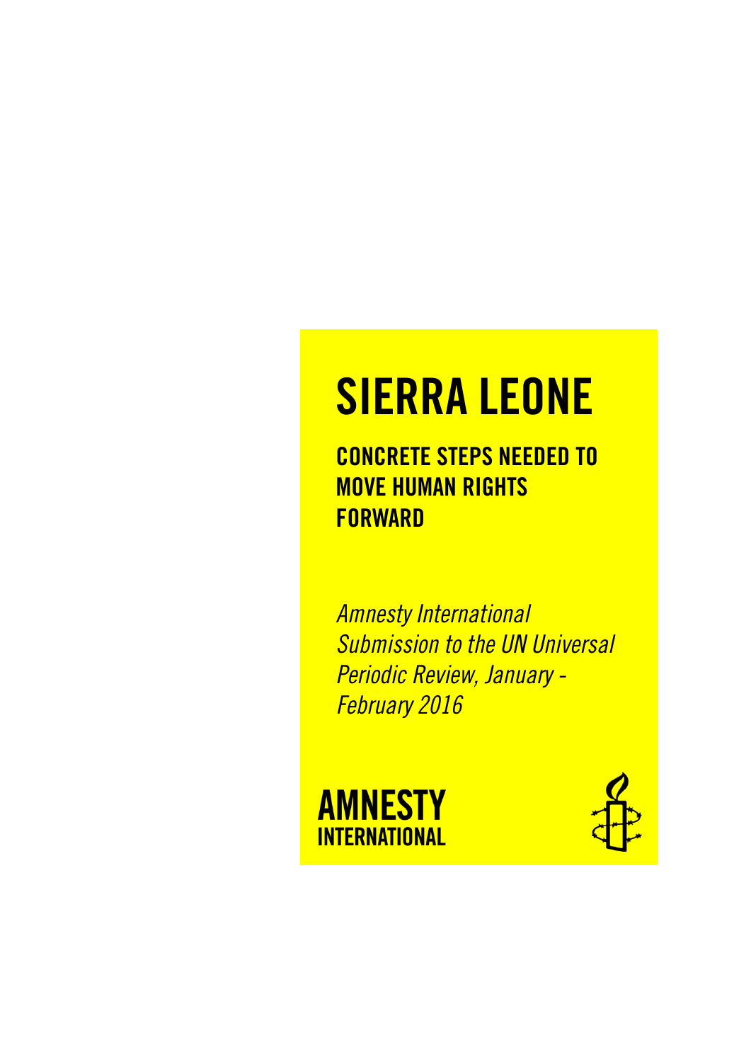# SIERRA LEONE

## CONCRETE STEPS NEEDED TO MOVE HUMAN RIGHTS FORWARD

*Amnesty International Submission to the UN Universal Periodic Review, January - February 2016*

**AMNESTY INTERNATIONAL**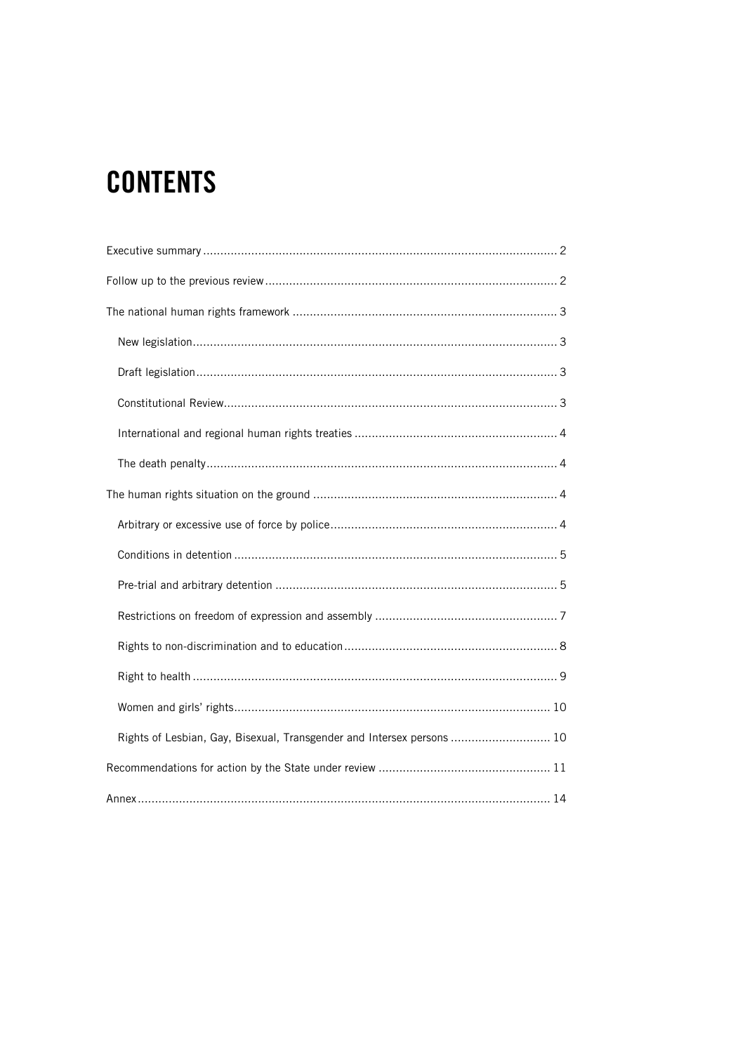# CONTENTS

Executive summary ..... 2

Follow up to the previous review ..... 2

The national human rights framework ..... 3

- New legislation ..... 3
- Draft legislation ..... 3
- Constitutional Review ..... 3
- International and regional human rights treaties ..... 4
- The death penalty ..... 4

The human rights situation on the ground ..... 4

- Arbitrary or excessive use of force by police ..... 4
- Conditions in detention ..... 5
- Pre-trial and arbitrary detention ..... 5
- Restrictions on freedom of expression and assembly ..... 7
- Rights to non-discrimination and to education ..... 8
- Right to health ..... 9
- Women and girls' rights ..... 10
- Rights of Lesbian, Gay, Bisexual, Transgender and Intersex persons ..... 10

Recommendations for action by the State under review ..... 11

Annex ..... 14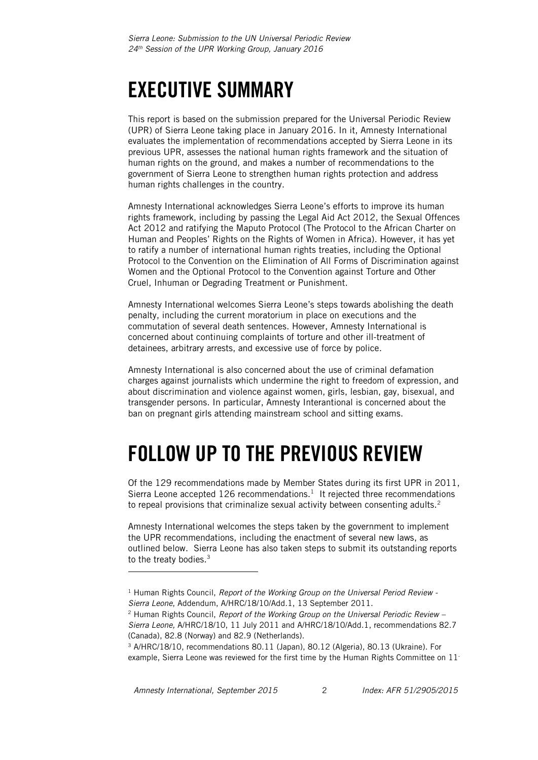# EXECUTIVE SUMMARY

This report is based on the submission prepared for the Universal Periodic Review (UPR) of Sierra Leone taking place in January 2016. In it, Amnesty International evaluates the implementation of recommendations accepted by Sierra Leone in its previous UPR, assesses the national human rights framework and the situation of human rights on the ground, and makes a number of recommendations to the government of Sierra Leone to strengthen human rights protection and address human rights challenges in the country.

Amnesty International acknowledges Sierra Leone's efforts to improve its human rights framework, including by passing the Legal Aid Act 2012, the Sexual Offences Act 2012 and ratifying the Maputo Protocol (The Protocol to the African Charter on Human and Peoples' Rights on the Rights of Women in Africa). However, it has yet to ratify a number of international human rights treaties, including the Optional Protocol to the Convention on the Elimination of All Forms of Discrimination against Women and the Optional Protocol to the Convention against Torture and Other Cruel, Inhuman or Degrading Treatment or Punishment.

Amnesty International welcomes Sierra Leone's steps towards abolishing the death penalty, including the current moratorium in place on executions and the commutation of several death sentences. However, Amnesty International is concerned about continuing complaints of torture and other ill-treatment of detainees, arbitrary arrests, and excessive use of force by police.

Amnesty International is also concerned about the use of criminal defamation charges against journalists which undermine the right to freedom of expression, and about discrimination and violence against women, girls, lesbian, gay, bisexual, and transgender persons. In particular, Amnesty Interantional is concerned about the ban on pregnant girls attending mainstream school and sitting exams.

# FOLLOW UP TO THE PREVIOUS REVIEW

Of the 129 recommendations made by Member States during its first UPR in 2011, Sierra Leone accepted 126 recommendations.[1] It rejected three recommendations to repeal provisions that criminalize sexual activity between consenting adults.[2]

Amnesty International welcomes the steps taken by the government to implement the UPR recommendations, including the enactment of several new laws, as outlined below. Sierra Leone has also taken steps to submit its outstanding reports to the treaty bodies.[3]

---

[1] Human Rights Council, *Report of the Working Group on the Universal Period Review - Sierra Leone*, Addendum, A/HRC/18/10/Add.1, 13 September 2011.

[2] Human Rights Council, *Report of the Working Group on the Universal Periodic Review – Sierra Leone,* A/HRC/18/10, 11 July 2011 and A/HRC/18/10/Add.1, recommendations 82.7 (Canada), 82.8 (Norway) and 82.9 (Netherlands).

[3] A/HRC/18/10, recommendations 80.11 (Japan), 80.12 (Algeria), 80.13 (Ukraine). For example, Sierra Leone was reviewed for the first time by the Human Rights Committee on 11-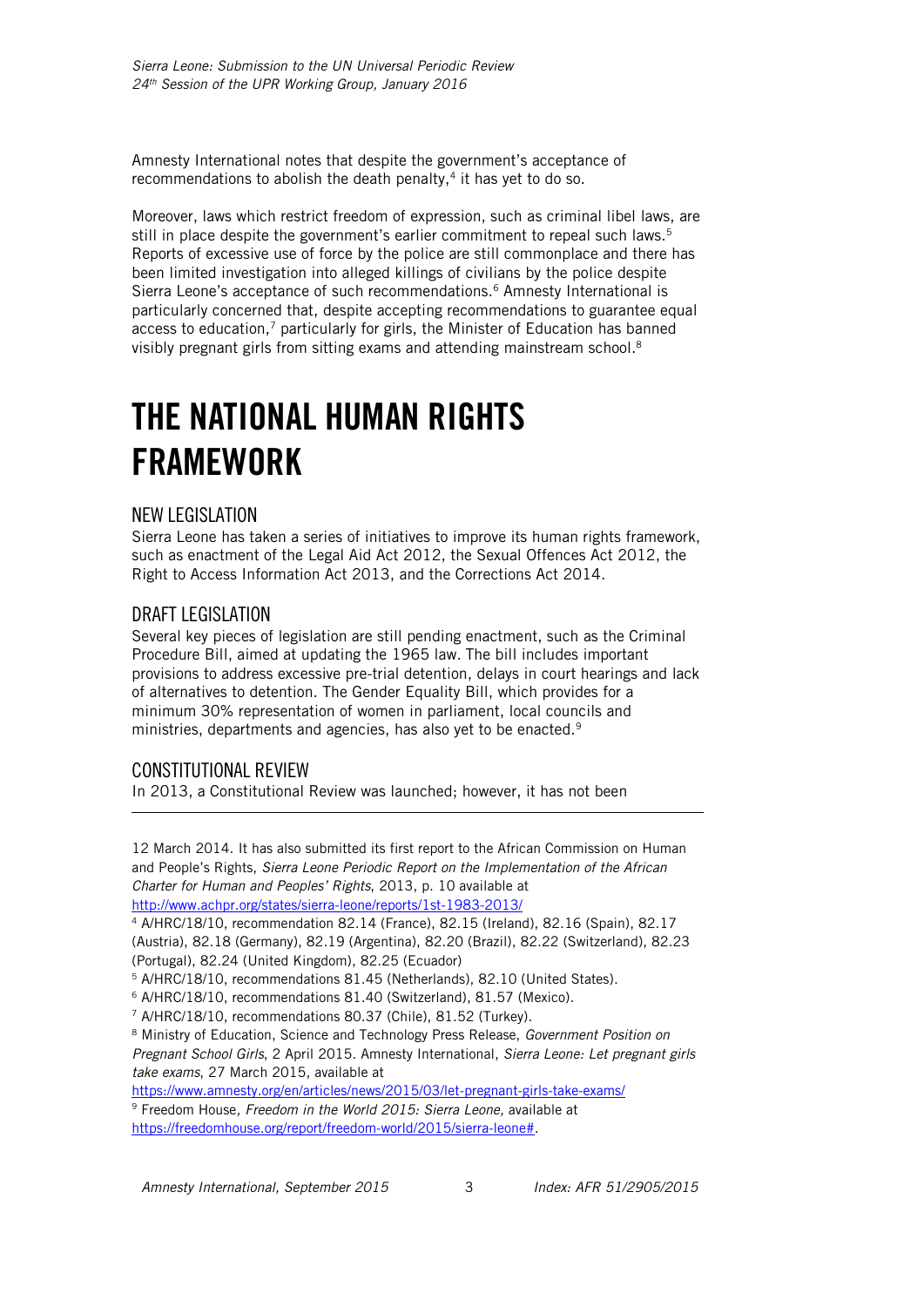Amnesty International notes that despite the government's acceptance of recommendations to abolish the death penalty,[4] it has yet to do so.

Moreover, laws which restrict freedom of expression, such as criminal libel laws, are still in place despite the government's earlier commitment to repeal such laws.[5] Reports of excessive use of force by the police are still commonplace and there has been limited investigation into alleged killings of civilians by the police despite Sierra Leone's acceptance of such recommendations.[6] Amnesty International is particularly concerned that, despite accepting recommendations to guarantee equal access to education,[7] particularly for girls, the Minister of Education has banned visibly pregnant girls from sitting exams and attending mainstream school.[8]

# THE NATIONAL HUMAN RIGHTS FRAMEWORK

## NEW LEGISLATION

Sierra Leone has taken a series of initiatives to improve its human rights framework, such as enactment of the Legal Aid Act 2012, the Sexual Offences Act 2012, the Right to Access Information Act 2013, and the Corrections Act 2014.

## DRAFT LEGISLATION

Several key pieces of legislation are still pending enactment, such as the Criminal Procedure Bill, aimed at updating the 1965 law. The bill includes important provisions to address excessive pre-trial detention, delays in court hearings and lack of alternatives to detention. The Gender Equality Bill, which provides for a minimum 30% representation of women in parliament, local councils and ministries, departments and agencies, has also yet to be enacted.[9]

## CONSTITUTIONAL REVIEW

In 2013, a Constitutional Review was launched; however, it has not been

---

12 March 2014. It has also submitted its first report to the African Commission on Human and People's Rights, *Sierra Leone Periodic Report on the Implementation of the African Charter for Human and Peoples' Rights*, 2013, p. 10 available at http://www.achpr.org/states/sierra-leone/reports/1st-1983-2013/

[4] A/HRC/18/10, recommendation 82.14 (France), 82.15 (Ireland), 82.16 (Spain), 82.17 (Austria), 82.18 (Germany), 82.19 (Argentina), 82.20 (Brazil), 82.22 (Switzerland), 82.23 (Portugal), 82.24 (United Kingdom), 82.25 (Ecuador)

[5] A/HRC/18/10, recommendations 81.45 (Netherlands), 82.10 (United States).

[6] A/HRC/18/10, recommendations 81.40 (Switzerland), 81.57 (Mexico).

[7] A/HRC/18/10, recommendations 80.37 (Chile), 81.52 (Turkey).

[8] Ministry of Education, Science and Technology Press Release, *Government Position on Pregnant School Girls*, 2 April 2015. Amnesty International, *Sierra Leone: Let pregnant girls take exams*, 27 March 2015, available at https://www.amnesty.org/en/articles/news/2015/03/let-pregnant-girls-take-exams/

[9] Freedom House, *Freedom in the World 2015: Sierra Leone,* available at https://freedomhouse.org/report/freedom-world/2015/sierra-leone#.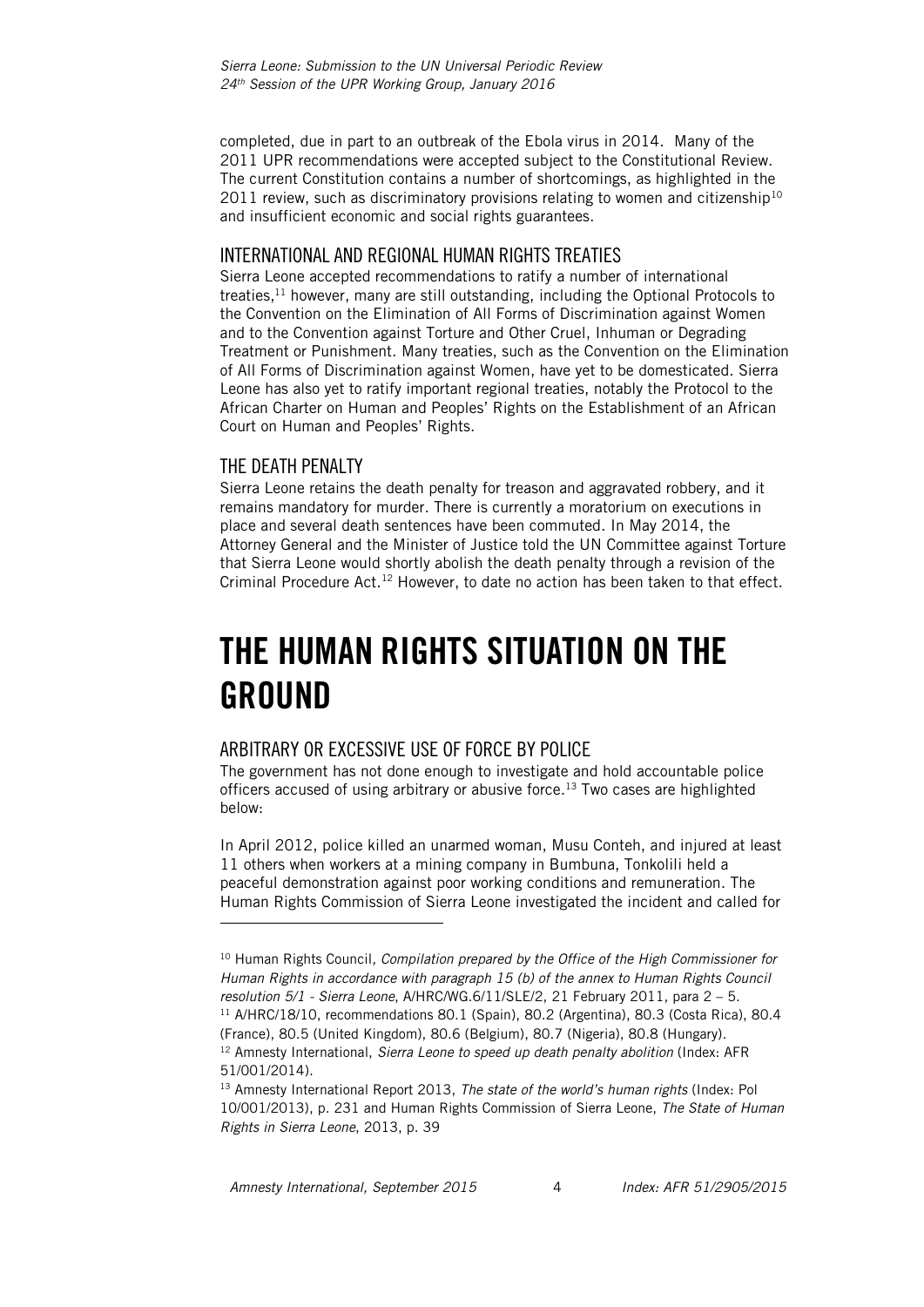completed, due in part to an outbreak of the Ebola virus in 2014. Many of the 2011 UPR recommendations were accepted subject to the Constitutional Review. The current Constitution contains a number of shortcomings, as highlighted in the 2011 review, such as discriminatory provisions relating to women and citizenship[10] and insufficient economic and social rights guarantees.

### INTERNATIONAL AND REGIONAL HUMAN RIGHTS TREATIES

Sierra Leone accepted recommendations to ratify a number of international treaties,[11] however, many are still outstanding, including the Optional Protocols to the Convention on the Elimination of All Forms of Discrimination against Women and to the Convention against Torture and Other Cruel, Inhuman or Degrading Treatment or Punishment. Many treaties, such as the Convention on the Elimination of All Forms of Discrimination against Women, have yet to be domesticated. Sierra Leone has also yet to ratify important regional treaties, notably the Protocol to the African Charter on Human and Peoples' Rights on the Establishment of an African Court on Human and Peoples' Rights.

### THE DEATH PENALTY

Sierra Leone retains the death penalty for treason and aggravated robbery, and it remains mandatory for murder. There is currently a moratorium on executions in place and several death sentences have been commuted. In May 2014, the Attorney General and the Minister of Justice told the UN Committee against Torture that Sierra Leone would shortly abolish the death penalty through a revision of the Criminal Procedure Act.[12] However, to date no action has been taken to that effect.

# THE HUMAN RIGHTS SITUATION ON THE GROUND

### ARBITRARY OR EXCESSIVE USE OF FORCE BY POLICE

The government has not done enough to investigate and hold accountable police officers accused of using arbitrary or abusive force.[13] Two cases are highlighted below:

In April 2012, police killed an unarmed woman, Musu Conteh, and injured at least 11 others when workers at a mining company in Bumbuna, Tonkolili held a peaceful demonstration against poor working conditions and remuneration. The Human Rights Commission of Sierra Leone investigated the incident and called for

---

[10] Human Rights Council, *Compilation prepared by the Office of the High Commissioner for Human Rights in accordance with paragraph 15 (b) of the annex to Human Rights Council resolution 5/1 - Sierra Leone*, A/HRC/WG.6/11/SLE/2, 21 February 2011, para 2 – 5.

[11] A/HRC/18/10, recommendations 80.1 (Spain), 80.2 (Argentina), 80.3 (Costa Rica), 80.4 (France), 80.5 (United Kingdom), 80.6 (Belgium), 80.7 (Nigeria), 80.8 (Hungary).

[12] Amnesty International, *Sierra Leone to speed up death penalty abolition* (Index: AFR 51/001/2014).

[13] Amnesty International Report 2013, *The state of the world's human rights* (Index: Pol 10/001/2013), p. 231 and Human Rights Commission of Sierra Leone, *The State of Human Rights in Sierra Leone*, 2013, p. 39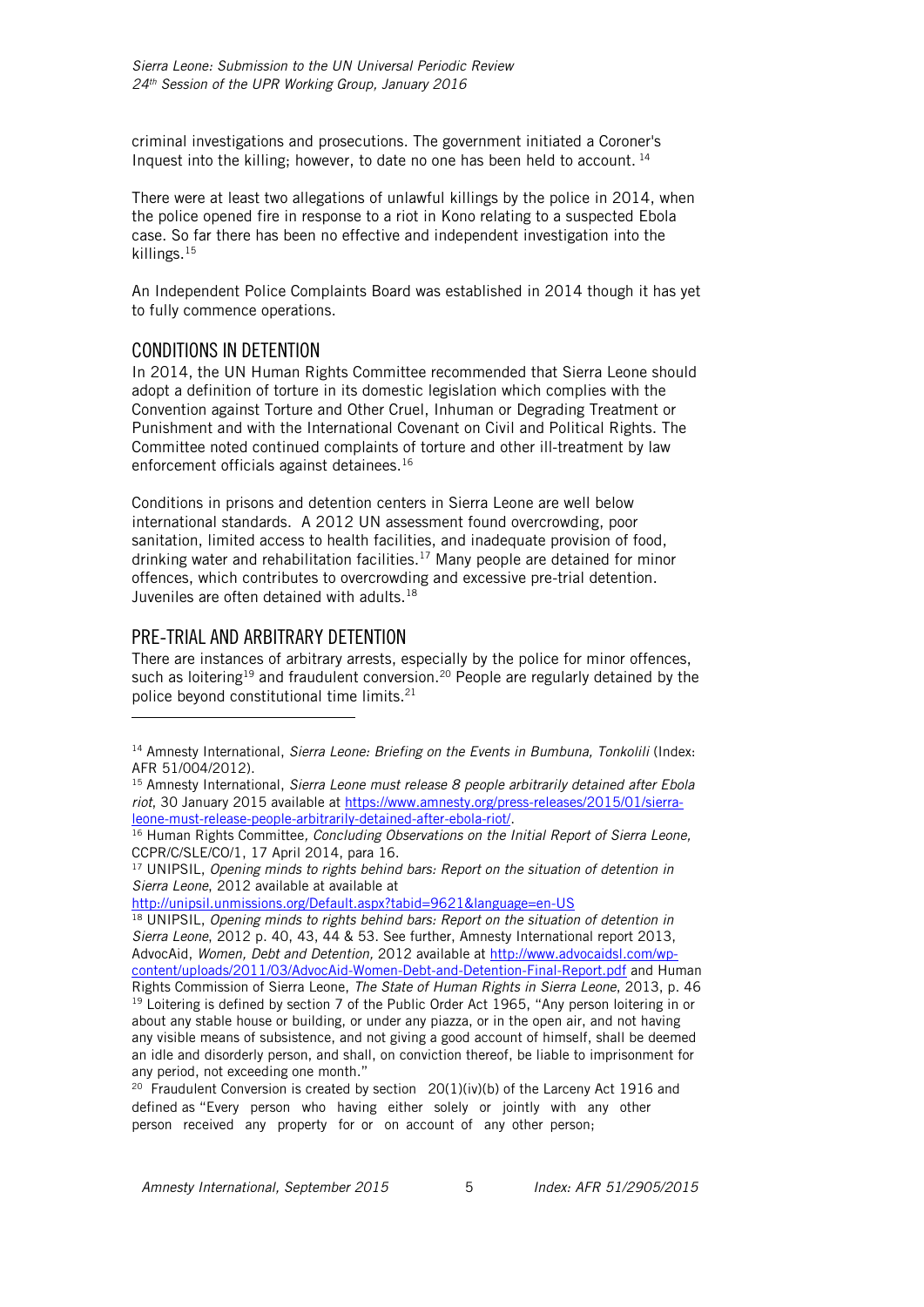criminal investigations and prosecutions. The government initiated a Coroner's Inquest into the killing; however, to date no one has been held to account. [14]

There were at least two allegations of unlawful killings by the police in 2014, when the police opened fire in response to a riot in Kono relating to a suspected Ebola case. So far there has been no effective and independent investigation into the killings.[15]

An Independent Police Complaints Board was established in 2014 though it has yet to fully commence operations.

## CONDITIONS IN DETENTION

In 2014, the UN Human Rights Committee recommended that Sierra Leone should adopt a definition of torture in its domestic legislation which complies with the Convention against Torture and Other Cruel, Inhuman or Degrading Treatment or Punishment and with the International Covenant on Civil and Political Rights. The Committee noted continued complaints of torture and other ill-treatment by law enforcement officials against detainees.[16]

Conditions in prisons and detention centers in Sierra Leone are well below international standards. A 2012 UN assessment found overcrowding, poor sanitation, limited access to health facilities, and inadequate provision of food, drinking water and rehabilitation facilities.[17] Many people are detained for minor offences, which contributes to overcrowding and excessive pre-trial detention. Juveniles are often detained with adults.[18]

## PRE-TRIAL AND ARBITRARY DETENTION

There are instances of arbitrary arrests, especially by the police for minor offences, such as loitering[19] and fraudulent conversion.[20] People are regularly detained by the police beyond constitutional time limits.[21]

---

[14] Amnesty International, *Sierra Leone: Briefing on the Events in Bumbuna, Tonkolili* (Index: AFR 51/004/2012).

[15] Amnesty International, *Sierra Leone must release 8 people arbitrarily detained after Ebola riot*, 30 January 2015 available at https://www.amnesty.org/press-releases/2015/01/sierra-leone-must-release-people-arbitrarily-detained-after-ebola-riot/.

[16] Human Rights Committee*, Concluding Observations on the Initial Report of Sierra Leone,* CCPR/C/SLE/CO/1, 17 April 2014, para 16.

[17] UNIPSIL, *Opening minds to rights behind bars: Report on the situation of detention in Sierra Leone*, 2012 available at available at http://unipsil.unmissions.org/Default.aspx?tabid=9621&language=en-US

[18] UNIPSIL, *Opening minds to rights behind bars: Report on the situation of detention in Sierra Leone*, 2012 p. 40, 43, 44 & 53. See further, Amnesty International report 2013, AdvocAid, *Women, Debt and Detention,* 2012 available at http://www.advocaidsl.com/wp-content/uploads/2011/03/AdvocAid-Women-Debt-and-Detention-Final-Report.pdf and Human Rights Commission of Sierra Leone, *The State of Human Rights in Sierra Leone*, 2013, p. 46

[19] Loitering is defined by section 7 of the Public Order Act 1965, "Any person loitering in or about any stable house or building, or under any piazza, or in the open air, and not having any visible means of subsistence, and not giving a good account of himself, shall be deemed an idle and disorderly person, and shall, on conviction thereof, be liable to imprisonment for any period, not exceeding one month."

[20] Fraudulent Conversion is created by section 20(1)(iv)(b) of the Larceny Act 1916 and defined as "Every person who having either solely or jointly with any other person received any property for or on account of any other person;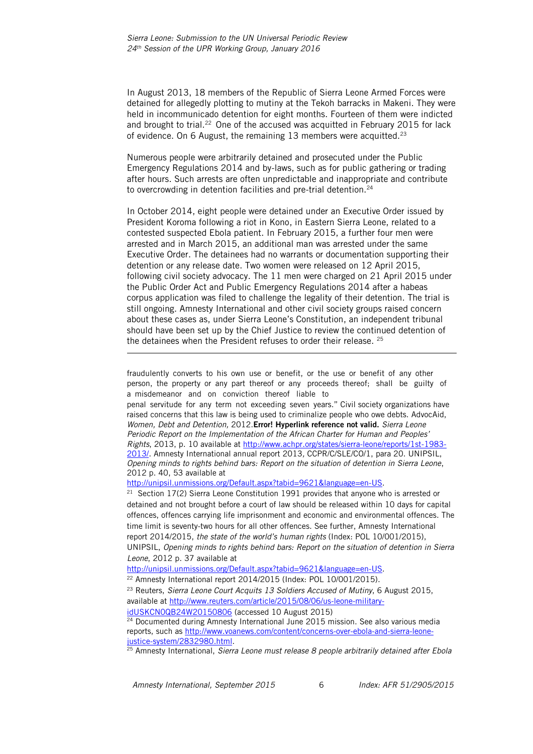In August 2013, 18 members of the Republic of Sierra Leone Armed Forces were detained for allegedly plotting to mutiny at the Tekoh barracks in Makeni. They were held in incommunicado detention for eight months. Fourteen of them were indicted and brought to trial.[22] One of the accused was acquitted in February 2015 for lack of evidence. On 6 August, the remaining 13 members were acquitted.[23]

Numerous people were arbitrarily detained and prosecuted under the Public Emergency Regulations 2014 and by-laws, such as for public gathering or trading after hours. Such arrests are often unpredictable and inappropriate and contribute to overcrowding in detention facilities and pre-trial detention.[24]

In October 2014, eight people were detained under an Executive Order issued by President Koroma following a riot in Kono, in Eastern Sierra Leone, related to a contested suspected Ebola patient. In February 2015, a further four men were arrested and in March 2015, an additional man was arrested under the same Executive Order. The detainees had no warrants or documentation supporting their detention or any release date. Two women were released on 12 April 2015, following civil society advocacy. The 11 men were charged on 21 April 2015 under the Public Order Act and Public Emergency Regulations 2014 after a habeas corpus application was filed to challenge the legality of their detention. The trial is still ongoing. Amnesty International and other civil society groups raised concern about these cases as, under Sierra Leone's Constitution, an independent tribunal should have been set up by the Chief Justice to review the continued detention of the detainees when the President refuses to order their release. [25]

---

fraudulently converts to his own use or benefit, or the use or benefit of any other person, the property or any part thereof or any proceeds thereof; shall be guilty of a misdemeanor and on conviction thereof liable to penal servitude for any term not exceeding seven years." Civil society organizations have raised concerns that this law is being used to criminalize people who owe debts. AdvocAid, *Women, Debt and Detention,* 2012.**Error! Hyperlink reference not valid.** *Sierra Leone Periodic Report on the Implementation of the African Charter for Human and Peoples' Rights*, 2013, p. 10 available at http://www.achpr.org/states/sierra-leone/reports/1st-1983-2013/. Amnesty International annual report 2013, CCPR/C/SLE/CO/1, para 20. UNIPSIL, *Opening minds to rights behind bars: Report on the situation of detention in Sierra Leone*, 2012 p. 40, 53 available at http://unipsil.unmissions.org/Default.aspx?tabid=9621&language=en-US.

[21] Section 17(2) Sierra Leone Constitution 1991 provides that anyone who is arrested or detained and not brought before a court of law should be released within 10 days for capital offences, offences carrying life imprisonment and economic and environmental offences. The time limit is seventy-two hours for all other offences. See further, Amnesty International report 2014/2015, *the state of the world's human rights* (Index: POL 10/001/2015), UNIPSIL, *Opening minds to rights behind bars: Report on the situation of detention in Sierra Leone*, 2012 p. 37 available at http://unipsil.unmissions.org/Default.aspx?tabid=9621&language=en-US.

[22] Amnesty International report 2014/2015 (Index: POL 10/001/2015).

[23] Reuters, *Sierra Leone Court Acquits 13 Soldiers Accused of Mutiny*, 6 August 2015, available at http://www.reuters.com/article/2015/08/06/us-leone-military-idUSKCN0QB24W20150806 (accessed 10 August 2015)

[24] Documented during Amnesty International June 2015 mission. See also various media reports, such as http://www.voanews.com/content/concerns-over-ebola-and-sierra-leone-justice-system/2832980.html.

[25] Amnesty International, *Sierra Leone must release 8 people arbitrarily detained after Ebola*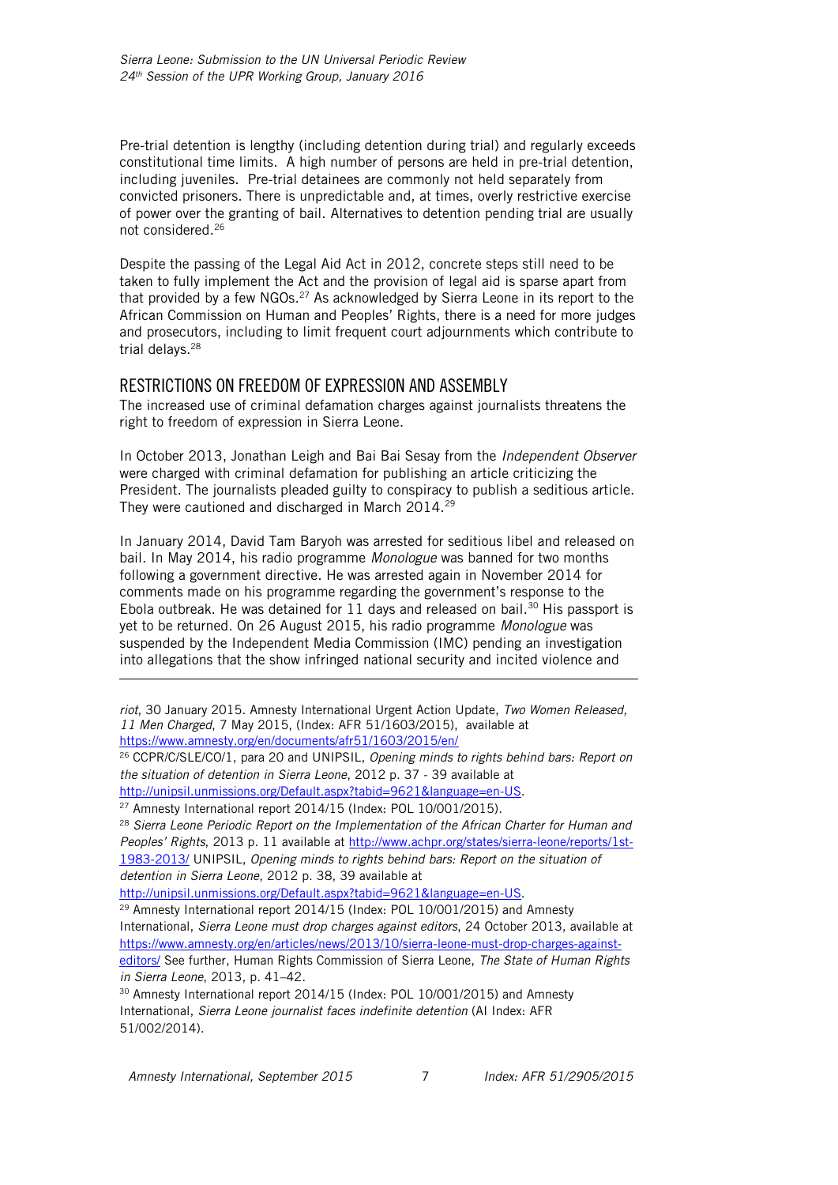Pre-trial detention is lengthy (including detention during trial) and regularly exceeds constitutional time limits. A high number of persons are held in pre-trial detention, including juveniles. Pre-trial detainees are commonly not held separately from convicted prisoners. There is unpredictable and, at times, overly restrictive exercise of power over the granting of bail. Alternatives to detention pending trial are usually not considered.[26]

Despite the passing of the Legal Aid Act in 2012, concrete steps still need to be taken to fully implement the Act and the provision of legal aid is sparse apart from that provided by a few NGOs.[27] As acknowledged by Sierra Leone in its report to the African Commission on Human and Peoples' Rights, there is a need for more judges and prosecutors, including to limit frequent court adjournments which contribute to trial delays.[28]

## RESTRICTIONS ON FREEDOM OF EXPRESSION AND ASSEMBLY

The increased use of criminal defamation charges against journalists threatens the right to freedom of expression in Sierra Leone.

In October 2013, Jonathan Leigh and Bai Bai Sesay from the *Independent Observer* were charged with criminal defamation for publishing an article criticizing the President. The journalists pleaded guilty to conspiracy to publish a seditious article. They were cautioned and discharged in March 2014.[29]

In January 2014, David Tam Baryoh was arrested for seditious libel and released on bail. In May 2014, his radio programme *Monologue* was banned for two months following a government directive. He was arrested again in November 2014 for comments made on his programme regarding the government's response to the Ebola outbreak. He was detained for 11 days and released on bail.[30] His passport is yet to be returned. On 26 August 2015, his radio programme *Monologue* was suspended by the Independent Media Commission (IMC) pending an investigation into allegations that the show infringed national security and incited violence and

---

*riot*, 30 January 2015. Amnesty International Urgent Action Update, *Two Women Released, 11 Men Charged*, 7 May 2015, (Index: AFR 51/1603/2015), available at https://www.amnesty.org/en/documents/afr51/1603/2015/en/

[26] CCPR/C/SLE/CO/1, para 20 and UNIPSIL, *Opening minds to rights behind bars: Report on the situation of detention in Sierra Leone*, 2012 p. 37 - 39 available at http://unipsil.unmissions.org/Default.aspx?tabid=9621&language=en-US.

[27] Amnesty International report 2014/15 (Index: POL 10/001/2015).

[28] *Sierra Leone Periodic Report on the Implementation of the African Charter for Human and Peoples' Rights*, 2013 p. 11 available at http://www.achpr.org/states/sierra-leone/reports/1st-1983-2013/ UNIPSIL, *Opening minds to rights behind bars: Report on the situation of detention in Sierra Leone*, 2012 p. 38, 39 available at http://unipsil.unmissions.org/Default.aspx?tabid=9621&language=en-US.

[29] Amnesty International report 2014/15 (Index: POL 10/001/2015) and Amnesty International, *Sierra Leone must drop charges against editors*, 24 October 2013, available at https://www.amnesty.org/en/articles/news/2013/10/sierra-leone-must-drop-charges-against-editors/ See further, Human Rights Commission of Sierra Leone, *The State of Human Rights in Sierra Leone*, 2013, p. 41–42.

[30] Amnesty International report 2014/15 (Index: POL 10/001/2015) and Amnesty International, *Sierra Leone journalist faces indefinite detention* (AI Index: AFR 51/002/2014).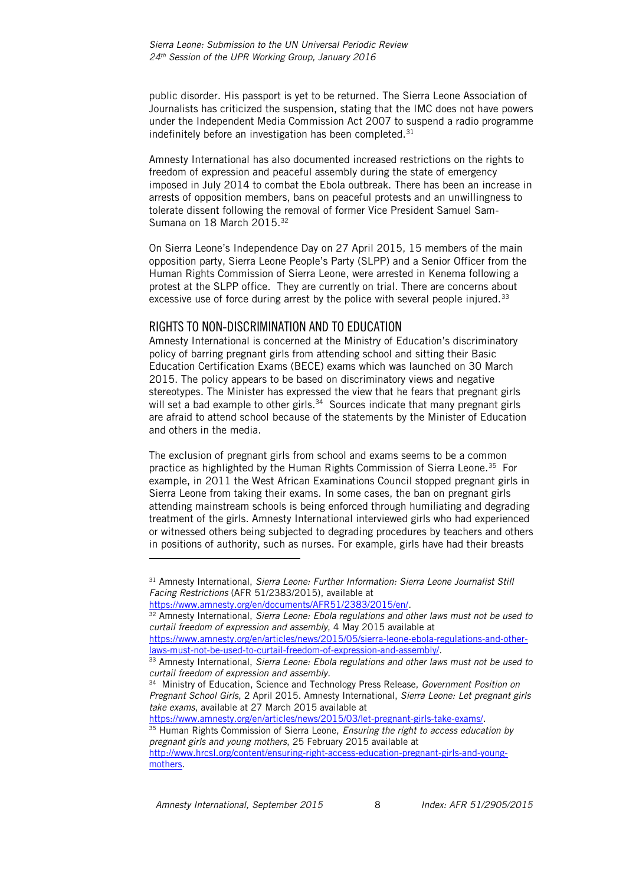public disorder. His passport is yet to be returned. The Sierra Leone Association of Journalists has criticized the suspension, stating that the IMC does not have powers under the Independent Media Commission Act 2007 to suspend a radio programme indefinitely before an investigation has been completed.[31]

Amnesty International has also documented increased restrictions on the rights to freedom of expression and peaceful assembly during the state of emergency imposed in July 2014 to combat the Ebola outbreak. There has been an increase in arrests of opposition members, bans on peaceful protests and an unwillingness to tolerate dissent following the removal of former Vice President Samuel Sam-Sumana on 18 March 2015.[32]

On Sierra Leone's Independence Day on 27 April 2015, 15 members of the main opposition party, Sierra Leone People's Party (SLPP) and a Senior Officer from the Human Rights Commission of Sierra Leone, were arrested in Kenema following a protest at the SLPP office. They are currently on trial. There are concerns about excessive use of force during arrest by the police with several people injured.[33]

## RIGHTS TO NON-DISCRIMINATION AND TO EDUCATION

Amnesty International is concerned at the Ministry of Education's discriminatory policy of barring pregnant girls from attending school and sitting their Basic Education Certification Exams (BECE) exams which was launched on 30 March 2015. The policy appears to be based on discriminatory views and negative stereotypes. The Minister has expressed the view that he fears that pregnant girls will set a bad example to other girls.[34] Sources indicate that many pregnant girls are afraid to attend school because of the statements by the Minister of Education and others in the media.

The exclusion of pregnant girls from school and exams seems to be a common practice as highlighted by the Human Rights Commission of Sierra Leone.[35] For example, in 2011 the West African Examinations Council stopped pregnant girls in Sierra Leone from taking their exams. In some cases, the ban on pregnant girls attending mainstream schools is being enforced through humiliating and degrading treatment of the girls. Amnesty International interviewed girls who had experienced or witnessed others being subjected to degrading procedures by teachers and others in positions of authority, such as nurses. For example, girls have had their breasts

---

[31] Amnesty International, *Sierra Leone: Further Information: Sierra Leone Journalist Still Facing Restrictions* (AFR 51/2383/2015), available at https://www.amnesty.org/en/documents/AFR51/2383/2015/en/.

[32] Amnesty International, *Sierra Leone: Ebola regulations and other laws must not be used to curtail freedom of expression and assembly*, 4 May 2015 available at https://www.amnesty.org/en/articles/news/2015/05/sierra-leone-ebola-regulations-and-other-laws-must-not-be-used-to-curtail-freedom-of-expression-and-assembly/.

[33] Amnesty International, *Sierra Leone: Ebola regulations and other laws must not be used to curtail freedom of expression and assembly.*

[34] Ministry of Education, Science and Technology Press Release, *Government Position on Pregnant School Girls*, 2 April 2015. Amnesty International, *Sierra Leone: Let pregnant girls take exams*, available at 27 March 2015 available at https://www.amnesty.org/en/articles/news/2015/03/let-pregnant-girls-take-exams/.

[35] Human Rights Commission of Sierra Leone, *Ensuring the right to access education by pregnant girls and young mothers*, 25 February 2015 available at http://www.hrcsl.org/content/ensuring-right-access-education-pregnant-girls-and-young-mothers.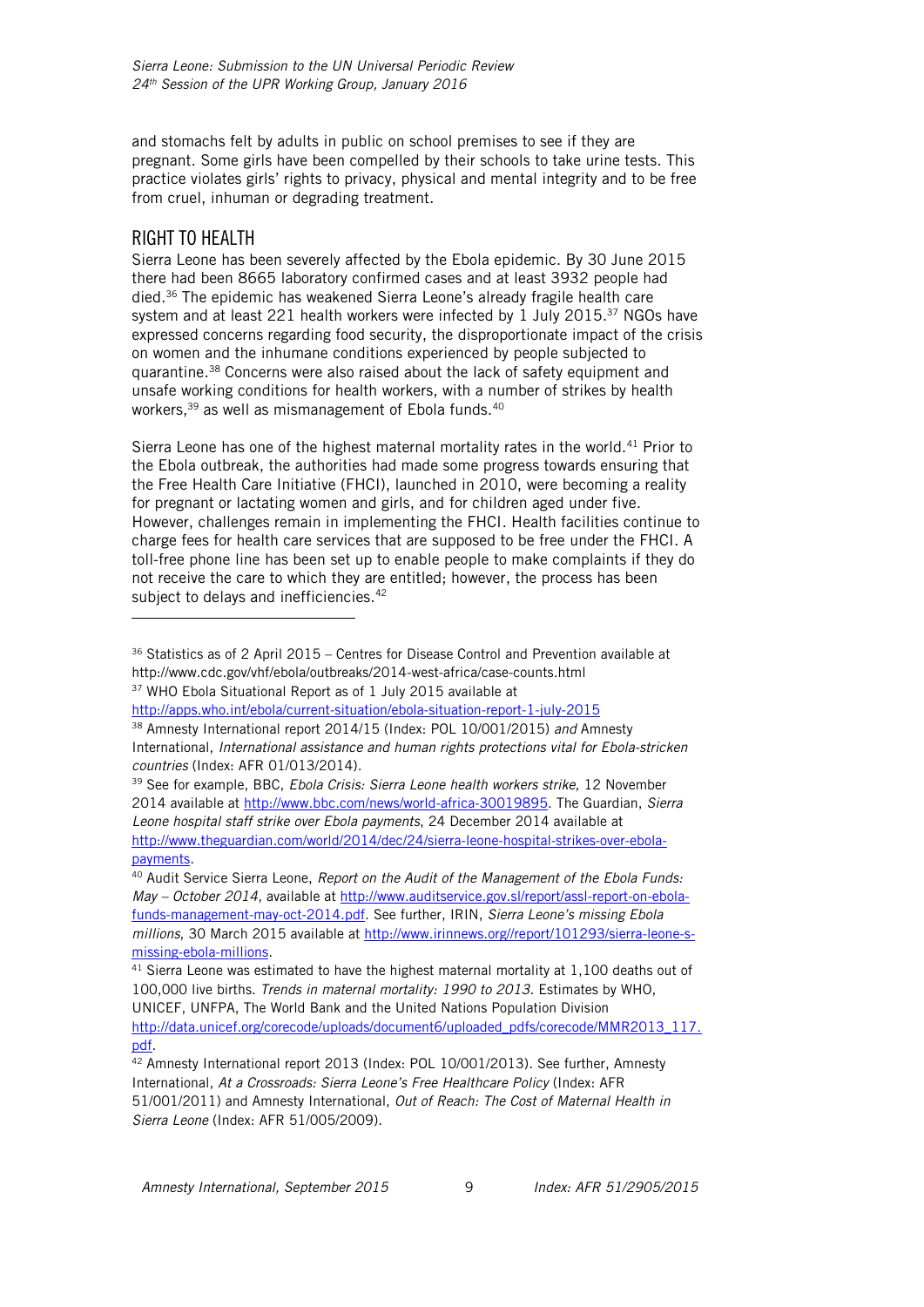and stomachs felt by adults in public on school premises to see if they are pregnant. Some girls have been compelled by their schools to take urine tests. This practice violates girls' rights to privacy, physical and mental integrity and to be free from cruel, inhuman or degrading treatment.

## RIGHT TO HEALTH

Sierra Leone has been severely affected by the Ebola epidemic. By 30 June 2015 there had been 8665 laboratory confirmed cases and at least 3932 people had died.[36] The epidemic has weakened Sierra Leone's already fragile health care system and at least 221 health workers were infected by 1 July 2015.[37] NGOs have expressed concerns regarding food security, the disproportionate impact of the crisis on women and the inhumane conditions experienced by people subjected to quarantine.[38] Concerns were also raised about the lack of safety equipment and unsafe working conditions for health workers, with a number of strikes by health workers,[39] as well as mismanagement of Ebola funds.[40]

Sierra Leone has one of the highest maternal mortality rates in the world.[41] Prior to the Ebola outbreak, the authorities had made some progress towards ensuring that the Free Health Care Initiative (FHCI), launched in 2010, were becoming a reality for pregnant or lactating women and girls, and for children aged under five. However, challenges remain in implementing the FHCI. Health facilities continue to charge fees for health care services that are supposed to be free under the FHCI. A toll-free phone line has been set up to enable people to make complaints if they do not receive the care to which they are entitled; however, the process has been subject to delays and inefficiencies.[42]

---

[36] Statistics as of 2 April 2015 – Centres for Disease Control and Prevention available at http://www.cdc.gov/vhf/ebola/outbreaks/2014-west-africa/case-counts.html

[37] WHO Ebola Situational Report as of 1 July 2015 available at http://apps.who.int/ebola/current-situation/ebola-situation-report-1-july-2015

[38] Amnesty International report 2014/15 (Index: POL 10/001/2015) *and* Amnesty International, *International assistance and human rights protections vital for Ebola-stricken countries* (Index: AFR 01/013/2014).

[39] See for example, BBC, *Ebola Crisis: Sierra Leone health workers strike*, 12 November 2014 available at http://www.bbc.com/news/world-africa-30019895. The Guardian, *Sierra Leone hospital staff strike over Ebola payments*, 24 December 2014 available at http://www.theguardian.com/world/2014/dec/24/sierra-leone-hospital-strikes-over-ebola-payments.

[40] Audit Service Sierra Leone, *Report on the Audit of the Management of the Ebola Funds: May – October 2014*, available at http://www.auditservice.gov.sl/report/assl-report-on-ebola-funds-management-may-oct-2014.pdf. See further, IRIN, *Sierra Leone's missing Ebola millions*, 30 March 2015 available at http://www.irinnews.org//report/101293/sierra-leone-s-missing-ebola-millions.

[41] Sierra Leone was estimated to have the highest maternal mortality at 1,100 deaths out of 100,000 live births. *Trends in maternal mortality: 1990 to 2013*. Estimates by WHO, UNICEF, UNFPA, The World Bank and the United Nations Population Division http://data.unicef.org/corecode/uploads/document6/uploaded_pdfs/corecode/MMR2013_117.pdf.

[42] Amnesty International report 2013 (Index: POL 10/001/2013). See further, Amnesty International, *At a Crossroads: Sierra Leone's Free Healthcare Policy* (Index: AFR 51/001/2011) and Amnesty International, *Out of Reach: The Cost of Maternal Health in Sierra Leone* (Index: AFR 51/005/2009).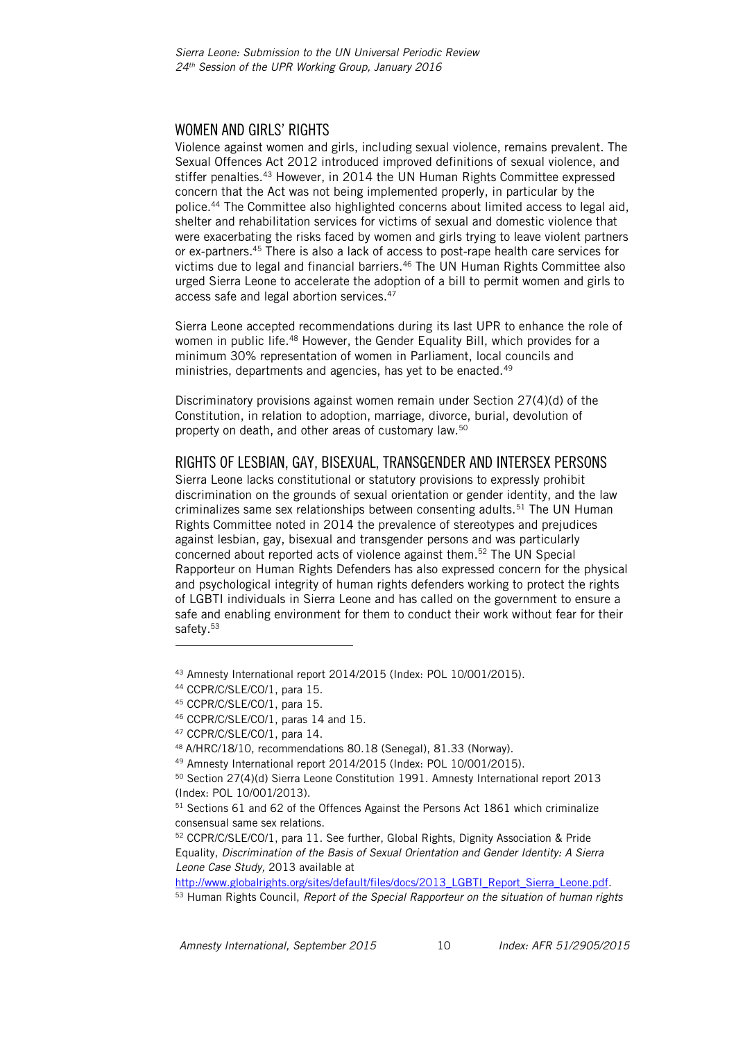## WOMEN AND GIRLS' RIGHTS

Violence against women and girls, including sexual violence, remains prevalent. The Sexual Offences Act 2012 introduced improved definitions of sexual violence, and stiffer penalties.[43] However, in 2014 the UN Human Rights Committee expressed concern that the Act was not being implemented properly, in particular by the police.[44] The Committee also highlighted concerns about limited access to legal aid, shelter and rehabilitation services for victims of sexual and domestic violence that were exacerbating the risks faced by women and girls trying to leave violent partners or ex-partners.[45] There is also a lack of access to post-rape health care services for victims due to legal and financial barriers.[46] The UN Human Rights Committee also urged Sierra Leone to accelerate the adoption of a bill to permit women and girls to access safe and legal abortion services.[47]

Sierra Leone accepted recommendations during its last UPR to enhance the role of women in public life.[48] However, the Gender Equality Bill, which provides for a minimum 30% representation of women in Parliament, local councils and ministries, departments and agencies, has yet to be enacted.[49]

Discriminatory provisions against women remain under Section 27(4)(d) of the Constitution, in relation to adoption, marriage, divorce, burial, devolution of property on death, and other areas of customary law.[50]

## RIGHTS OF LESBIAN, GAY, BISEXUAL, TRANSGENDER AND INTERSEX PERSONS

Sierra Leone lacks constitutional or statutory provisions to expressly prohibit discrimination on the grounds of sexual orientation or gender identity, and the law criminalizes same sex relationships between consenting adults.[51] The UN Human Rights Committee noted in 2014 the prevalence of stereotypes and prejudices against lesbian, gay, bisexual and transgender persons and was particularly concerned about reported acts of violence against them.[52] The UN Special Rapporteur on Human Rights Defenders has also expressed concern for the physical and psychological integrity of human rights defenders working to protect the rights of LGBTI individuals in Sierra Leone and has called on the government to ensure a safe and enabling environment for them to conduct their work without fear for their safety.[53]

---

[43] Amnesty International report 2014/2015 (Index: POL 10/001/2015).

[44] CCPR/C/SLE/CO/1, para 15.

[45] CCPR/C/SLE/CO/1, para 15.

[46] CCPR/C/SLE/CO/1, paras 14 and 15.

[47] CCPR/C/SLE/CO/1, para 14.

[48] A/HRC/18/10, recommendations 80.18 (Senegal), 81.33 (Norway).

[49] Amnesty International report 2014/2015 (Index: POL 10/001/2015).

[50] Section 27(4)(d) Sierra Leone Constitution 1991. Amnesty International report 2013 (Index: POL 10/001/2013).

[51] Sections 61 and 62 of the Offences Against the Persons Act 1861 which criminalize consensual same sex relations.

[52] CCPR/C/SLE/CO/1, para 11. See further, Global Rights, Dignity Association & Pride Equality, *Discrimination of the Basis of Sexual Orientation and Gender Identity: A Sierra Leone Case Study,* 2013 available at http://www.globalrights.org/sites/default/files/docs/2013_LGBTI_Report_Sierra_Leone.pdf.

[53] Human Rights Council, *Report of the Special Rapporteur on the situation of human rights*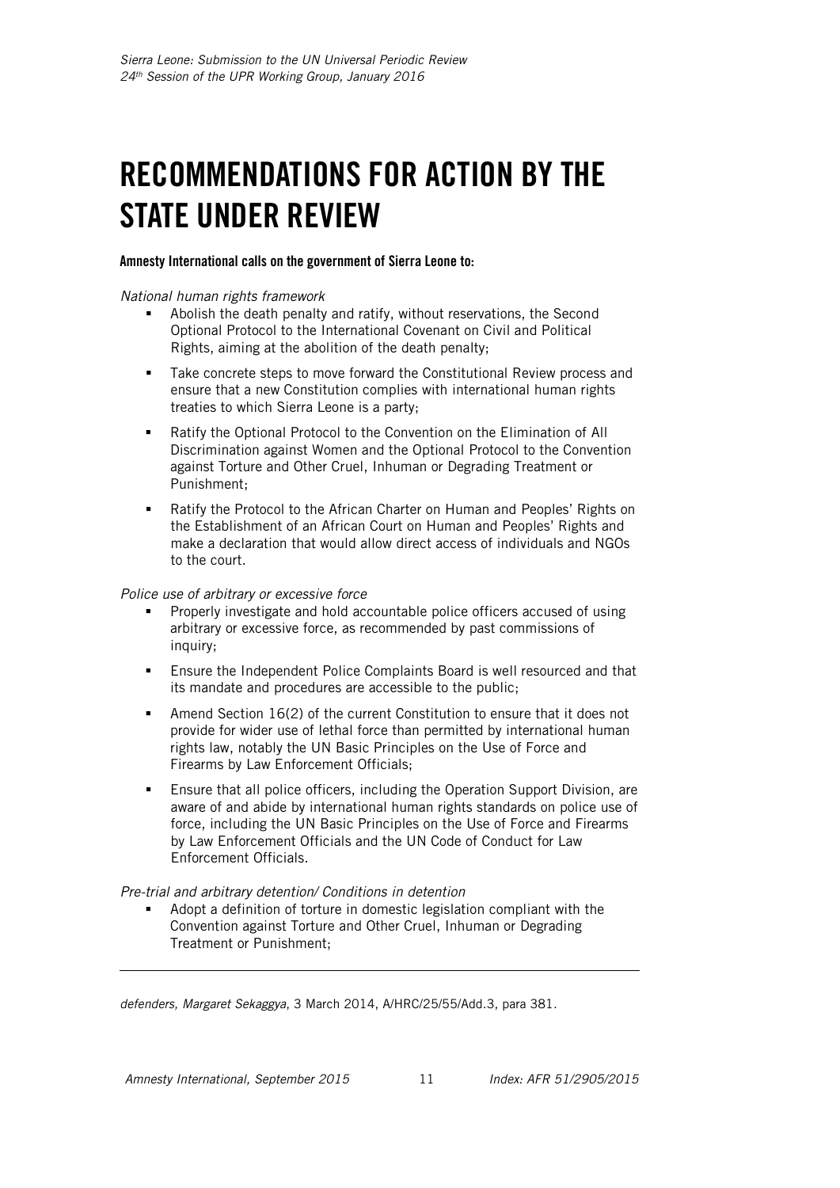# RECOMMENDATIONS FOR ACTION BY THE STATE UNDER REVIEW

**Amnesty International calls on the government of Sierra Leone to:**

*National human rights framework*

- Abolish the death penalty and ratify, without reservations, the Second Optional Protocol to the International Covenant on Civil and Political Rights, aiming at the abolition of the death penalty;
- Take concrete steps to move forward the Constitutional Review process and ensure that a new Constitution complies with international human rights treaties to which Sierra Leone is a party;
- Ratify the Optional Protocol to the Convention on the Elimination of All Discrimination against Women and the Optional Protocol to the Convention against Torture and Other Cruel, Inhuman or Degrading Treatment or Punishment;
- Ratify the Protocol to the African Charter on Human and Peoples' Rights on the Establishment of an African Court on Human and Peoples' Rights and make a declaration that would allow direct access of individuals and NGOs to the court.

*Police use of arbitrary or excessive force*

- Properly investigate and hold accountable police officers accused of using arbitrary or excessive force, as recommended by past commissions of inquiry;
- Ensure the Independent Police Complaints Board is well resourced and that its mandate and procedures are accessible to the public;
- Amend Section 16(2) of the current Constitution to ensure that it does not provide for wider use of lethal force than permitted by international human rights law, notably the UN Basic Principles on the Use of Force and Firearms by Law Enforcement Officials;
- Ensure that all police officers, including the Operation Support Division, are aware of and abide by international human rights standards on police use of force, including the UN Basic Principles on the Use of Force and Firearms by Law Enforcement Officials and the UN Code of Conduct for Law Enforcement Officials.

*Pre-trial and arbitrary detention/ Conditions in detention*

- Adopt a definition of torture in domestic legislation compliant with the Convention against Torture and Other Cruel, Inhuman or Degrading Treatment or Punishment;

---

*defenders, Margaret Sekaggya*, 3 March 2014, A/HRC/25/55/Add.3, para 381.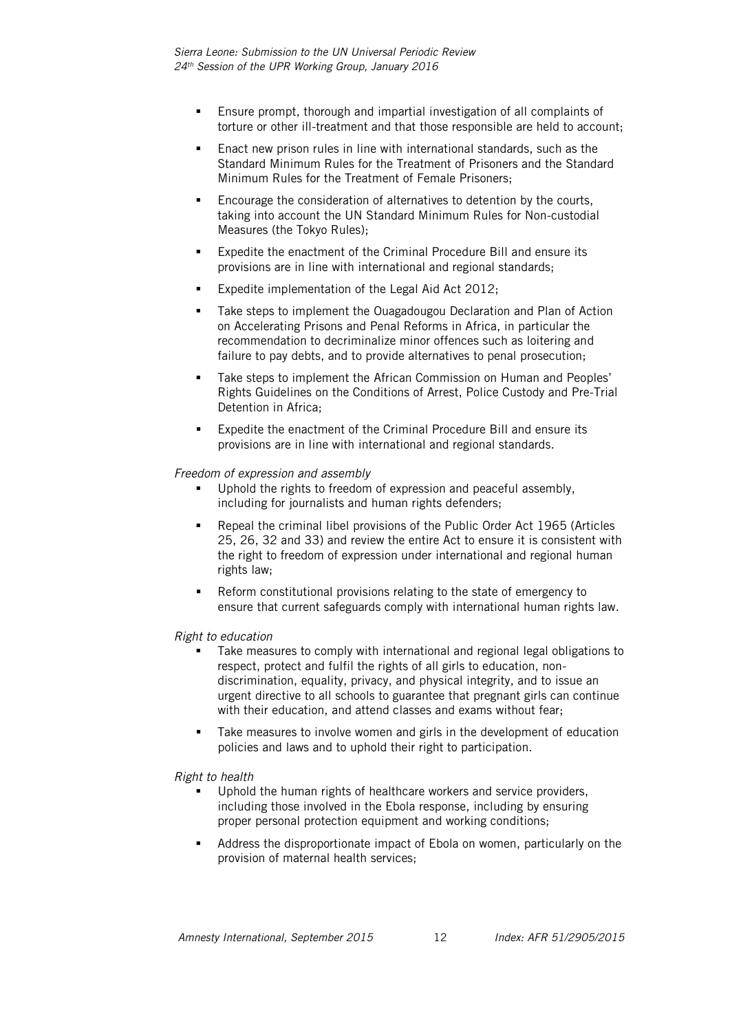- Ensure prompt, thorough and impartial investigation of all complaints of torture or other ill-treatment and that those responsible are held to account;
- Enact new prison rules in line with international standards, such as the Standard Minimum Rules for the Treatment of Prisoners and the Standard Minimum Rules for the Treatment of Female Prisoners;
- Encourage the consideration of alternatives to detention by the courts, taking into account the UN Standard Minimum Rules for Non-custodial Measures (the Tokyo Rules);
- Expedite the enactment of the Criminal Procedure Bill and ensure its provisions are in line with international and regional standards;
- Expedite implementation of the Legal Aid Act 2012;
- Take steps to implement the Ouagadougou Declaration and Plan of Action on Accelerating Prisons and Penal Reforms in Africa, in particular the recommendation to decriminalize minor offences such as loitering and failure to pay debts, and to provide alternatives to penal prosecution;
- Take steps to implement the African Commission on Human and Peoples' Rights Guidelines on the Conditions of Arrest, Police Custody and Pre-Trial Detention in Africa;
- Expedite the enactment of the Criminal Procedure Bill and ensure its provisions are in line with international and regional standards.

*Freedom of expression and assembly*

- Uphold the rights to freedom of expression and peaceful assembly, including for journalists and human rights defenders;
- Repeal the criminal libel provisions of the Public Order Act 1965 (Articles 25, 26, 32 and 33) and review the entire Act to ensure it is consistent with the right to freedom of expression under international and regional human rights law;
- Reform constitutional provisions relating to the state of emergency to ensure that current safeguards comply with international human rights law.

*Right to education*

- Take measures to comply with international and regional legal obligations to respect, protect and fulfil the rights of all girls to education, non-discrimination, equality, privacy, and physical integrity, and to issue an urgent directive to all schools to guarantee that pregnant girls can continue with their education, and attend classes and exams without fear;
- Take measures to involve women and girls in the development of education policies and laws and to uphold their right to participation.

*Right to health*

- Uphold the human rights of healthcare workers and service providers, including those involved in the Ebola response, including by ensuring proper personal protection equipment and working conditions;
- Address the disproportionate impact of Ebola on women, particularly on the provision of maternal health services;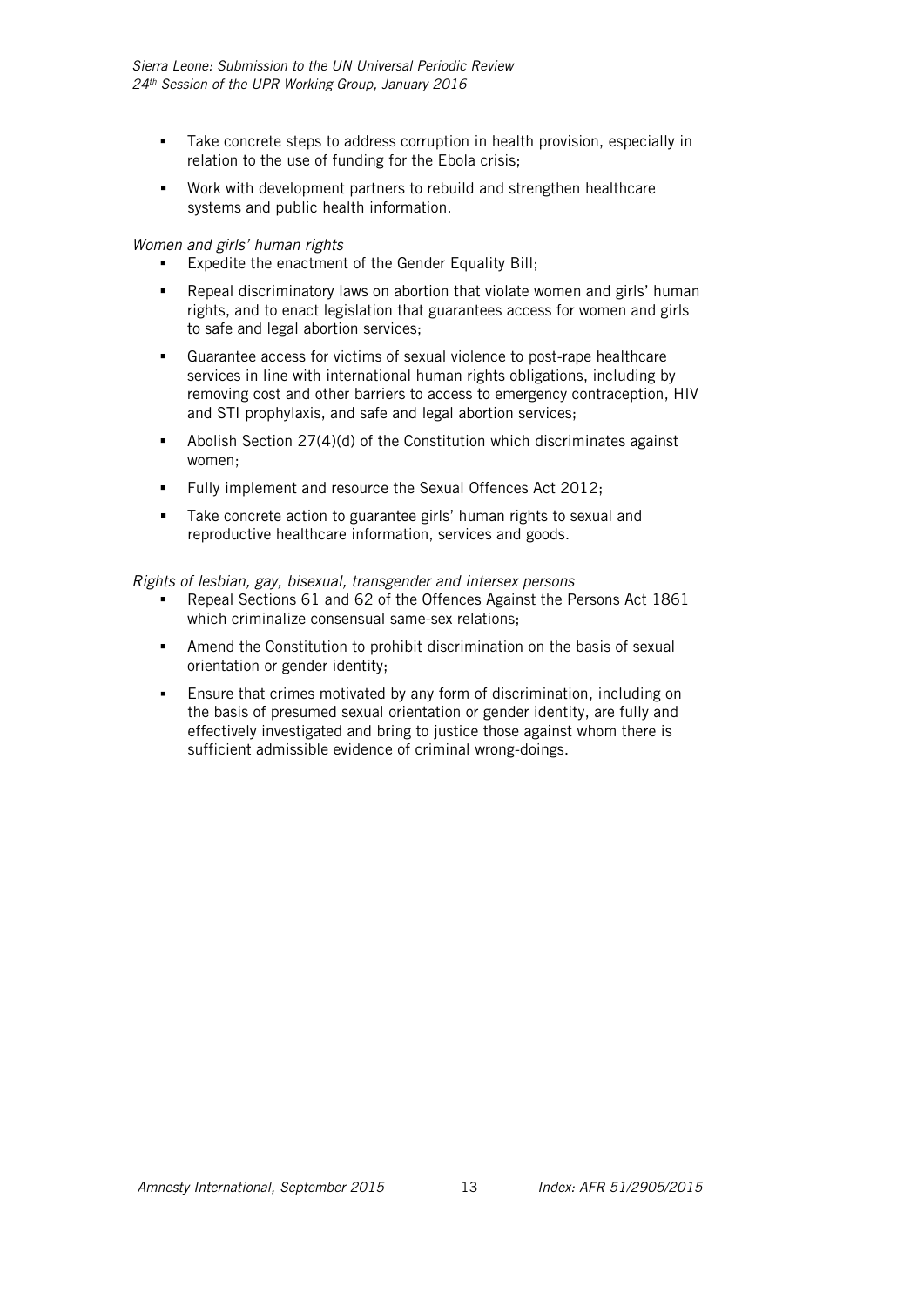- Take concrete steps to address corruption in health provision, especially in relation to the use of funding for the Ebola crisis;
- Work with development partners to rebuild and strengthen healthcare systems and public health information.

*Women and girls' human rights*

- Expedite the enactment of the Gender Equality Bill;
- Repeal discriminatory laws on abortion that violate women and girls' human rights, and to enact legislation that guarantees access for women and girls to safe and legal abortion services;
- Guarantee access for victims of sexual violence to post-rape healthcare services in line with international human rights obligations, including by removing cost and other barriers to access to emergency contraception, HIV and STI prophylaxis, and safe and legal abortion services;
- Abolish Section 27(4)(d) of the Constitution which discriminates against women;
- Fully implement and resource the Sexual Offences Act 2012;
- Take concrete action to guarantee girls' human rights to sexual and reproductive healthcare information, services and goods.

*Rights of lesbian, gay, bisexual, transgender and intersex persons*

- Repeal Sections 61 and 62 of the Offences Against the Persons Act 1861 which criminalize consensual same-sex relations;
- Amend the Constitution to prohibit discrimination on the basis of sexual orientation or gender identity;
- Ensure that crimes motivated by any form of discrimination, including on the basis of presumed sexual orientation or gender identity, are fully and effectively investigated and bring to justice those against whom there is sufficient admissible evidence of criminal wrong-doings.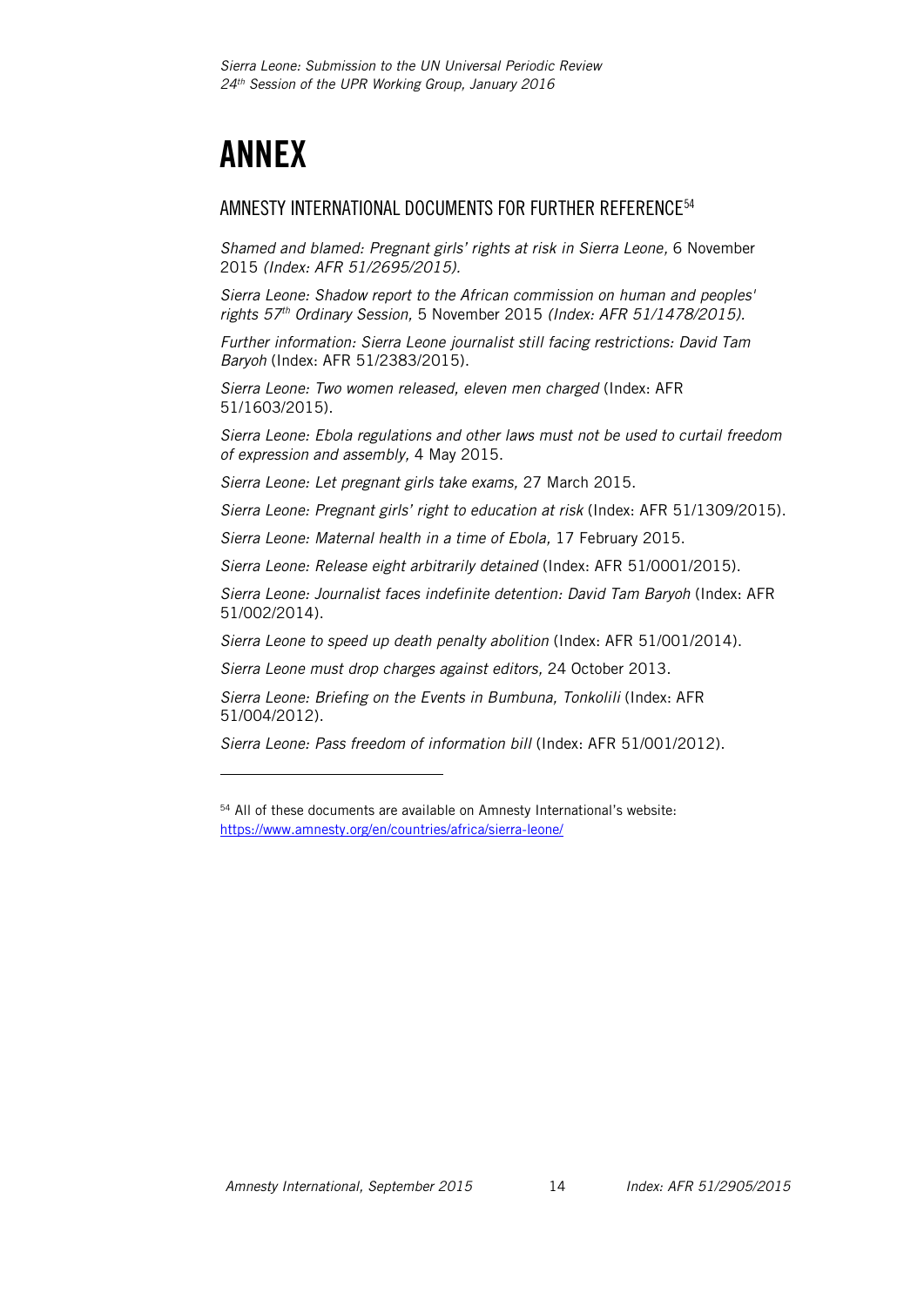# ANNEX

## AMNESTY INTERNATIONAL DOCUMENTS FOR FURTHER REFERENCE[54]

*Shamed and blamed: Pregnant girls' rights at risk in Sierra Leone*, 6 November 2015 *(Index: AFR 51/2695/2015).*

*Sierra Leone: Shadow report to the African commission on human and peoples' rights 57th Ordinary Session*, 5 November 2015 *(Index: AFR 51/1478/2015).*

*Further information: Sierra Leone journalist still facing restrictions: David Tam Baryoh* (Index: AFR 51/2383/2015).

*Sierra Leone: Two women released, eleven men charged* (Index: AFR 51/1603/2015).

*Sierra Leone: Ebola regulations and other laws must not be used to curtail freedom of expression and assembly*, 4 May 2015.

*Sierra Leone: Let pregnant girls take exams*, 27 March 2015.

*Sierra Leone: Pregnant girls' right to education at risk* (Index: AFR 51/1309/2015).

*Sierra Leone: Maternal health in a time of Ebola*, 17 February 2015.

*Sierra Leone: Release eight arbitrarily detained* (Index: AFR 51/0001/2015).

*Sierra Leone: Journalist faces indefinite detention: David Tam Baryoh* (Index: AFR 51/002/2014).

*Sierra Leone to speed up death penalty abolition* (Index: AFR 51/001/2014).

*Sierra Leone must drop charges against editors,* 24 October 2013.

*Sierra Leone: Briefing on the Events in Bumbuna, Tonkolili* (Index: AFR 51/004/2012).

*Sierra Leone: Pass freedom of information bill* (Index: AFR 51/001/2012).

---

[54] All of these documents are available on Amnesty International's website: https://www.amnesty.org/en/countries/africa/sierra-leone/